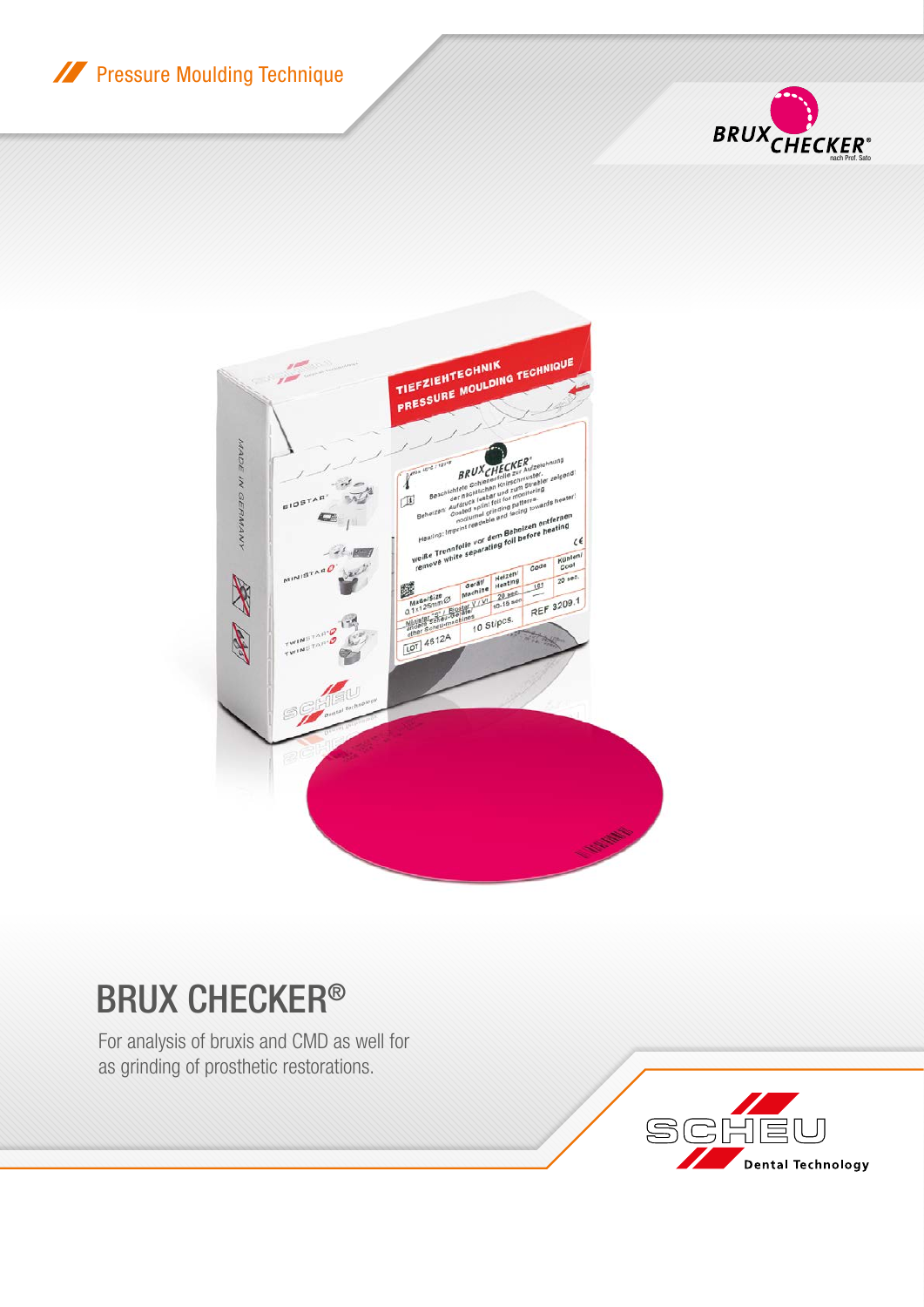Pressure Moulding Technique

# BRUX CHECKER®

For analysis of bruxis and CMD as well for as grinding of prosthetic restorations.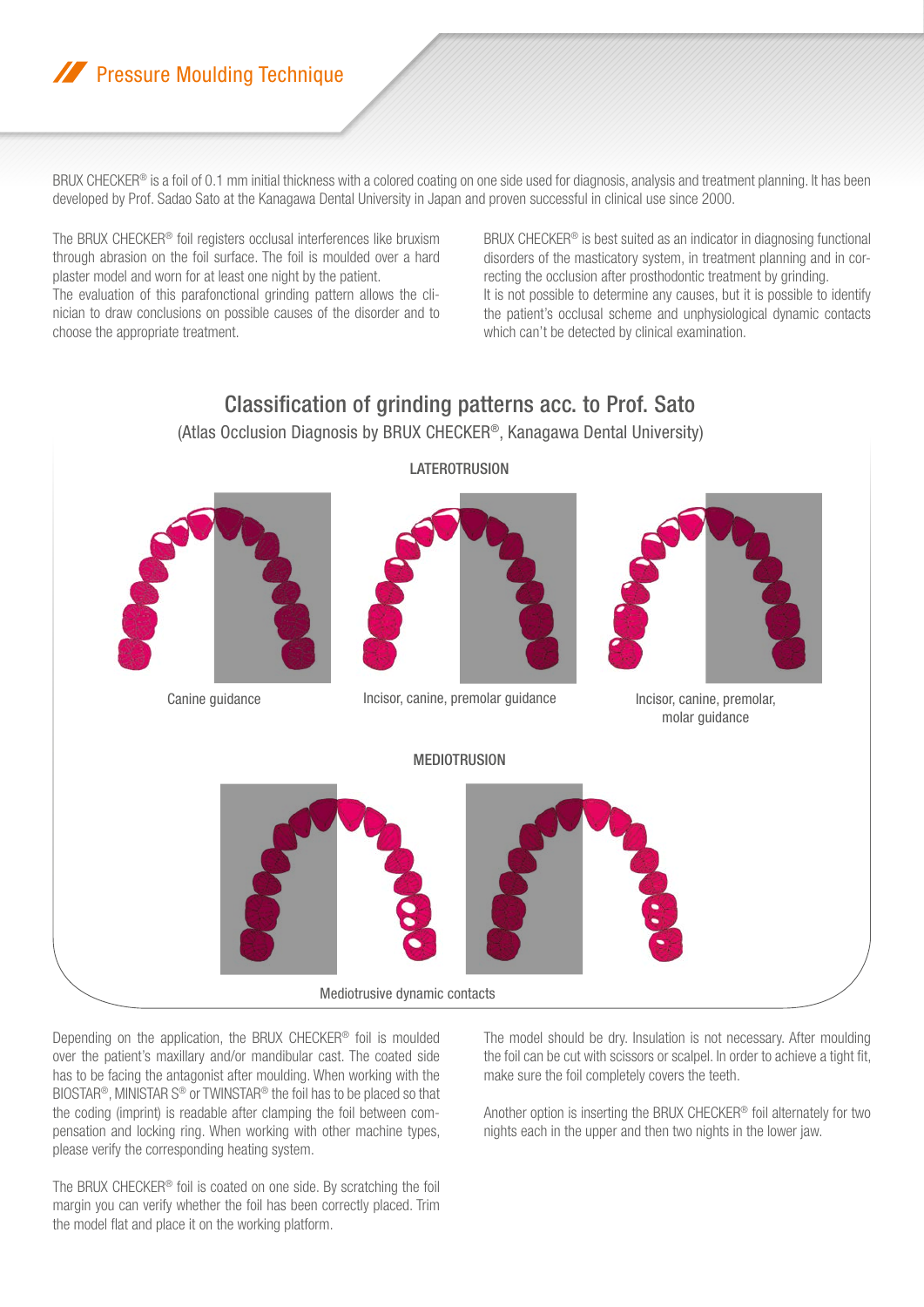## Pressure Moulding Technique

BRUX CHECKER® is a foil of 0.1 mm initial thickness with a colored coating on one side used for diagnosis, analysis and treatment planning. It has been developed by Prof. Sadao Sato at the Kanagawa Dental University in Japan and proven successful in clinical use since 2000.

The BRUX CHECKER® foil registers occlusal interferences like bruxism through abrasion on the foil surface. The foil is moulded over a hard plaster model and worn for at least one night by the patient.
The evaluation of this parafonctional grinding pattern allows the clinician to draw conclusions on possible causes of the disorder and to choose the appropriate treatment.

BRUX CHECKER® is best suited as an indicator in diagnosing functional disorders of the masticatory system, in treatment planning and in correcting the occlusion after prosthodontic treatment by grinding.
It is not possible to determine any causes, but it is possible to identify the patient's occlusal scheme and unphysiological dynamic contacts which can't be detected by clinical examination.

### Classification of grinding patterns acc. to Prof. Sato

(Atlas Occlusion Diagnosis by BRUX CHECKER®, Kanagawa Dental University)

LATEROTRUSION

Canine guidance

Incisor, canine, premolar guidance

Incisor, canine, premolar, molar guidance

MEDIOTRUSION

Mediotrusive dynamic contacts

Depending on the application, the BRUX CHECKER® foil is moulded over the patient's maxillary and/or mandibular cast. The coated side has to be facing the antagonist after moulding. When working with the BIOSTAR®, MINISTAR S® or TWINSTAR® the foil has to be placed so that the coding (imprint) is readable after clamping the foil between compensation and locking ring. When working with other machine types, please verify the corresponding heating system.

The BRUX CHECKER® foil is coated on one side. By scratching the foil margin you can verify whether the foil has been correctly placed. Trim the model flat and place it on the working platform.

The model should be dry. Insulation is not necessary. After moulding the foil can be cut with scissors or scalpel. In order to achieve a tight fit, make sure the foil completely covers the teeth.

Another option is inserting the BRUX CHECKER® foil alternately for two nights each in the upper and then two nights in the lower jaw.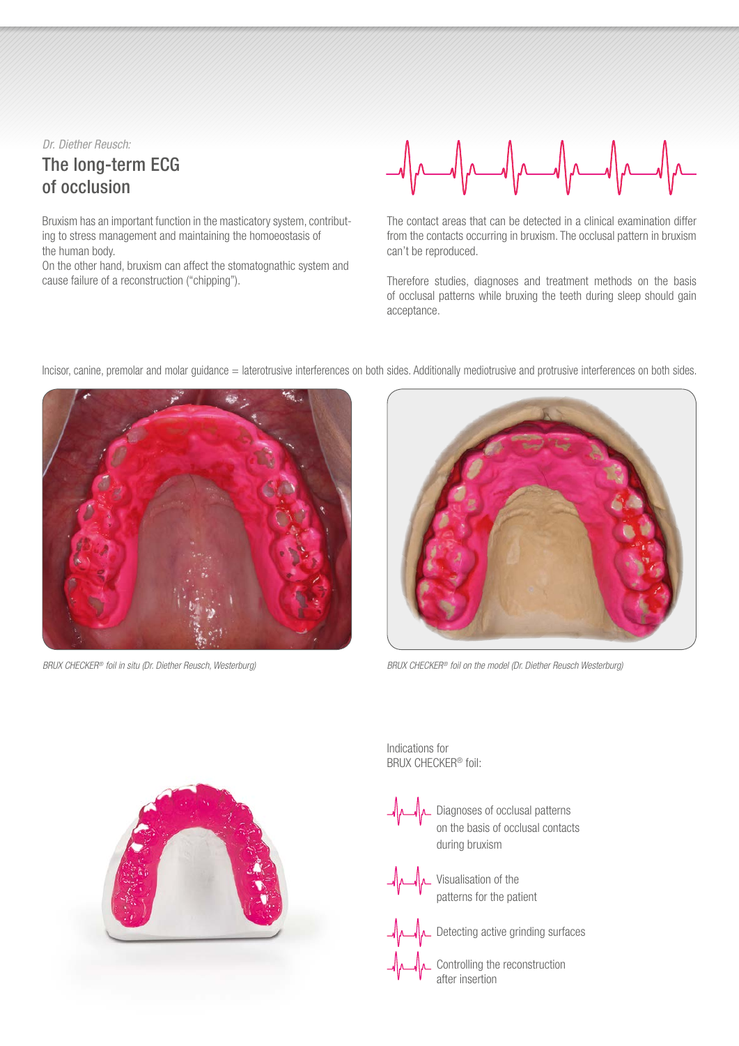*Dr. Diether Reusch:*

## The long-term ECG of occlusion

Bruxism has an important function in the masticatory system, contributing to stress management and maintaining the homoeostasis of the human body.
On the other hand, bruxism can affect the stomatognathic system and cause failure of a reconstruction ("chipping").

The contact areas that can be detected in a clinical examination differ from the contacts occurring in bruxism. The occlusal pattern in bruxism can't be reproduced.

Therefore studies, diagnoses and treatment methods on the basis of occlusal patterns while bruxing the teeth during sleep should gain acceptance.

Incisor, canine, premolar and molar guidance = laterotrusive interferences on both sides. Additionally mediotrusive and protrusive interferences on both sides.

*BRUX CHECKER® foil in situ (Dr. Diether Reusch, Westerburg)*

*BRUX CHECKER® foil on the model (Dr. Diether Reusch Westerburg)*

Indications for BRUX CHECKER® foil:

- Diagnoses of occlusal patterns on the basis of occlusal contacts during bruxism
- Visualisation of the patterns for the patient
- Detecting active grinding surfaces
- Controlling the reconstruction after insertion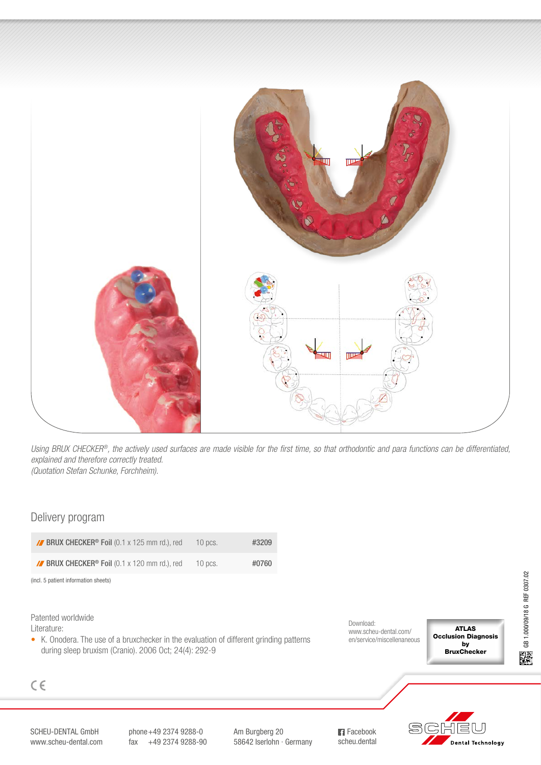*Using BRUX CHECKER®, the actively used surfaces are made visible for the first time, so that orthodontic and para functions can be differentiated, explained and therefore correctly treated.*
*(Quotation Stefan Schunke, Forchheim).*

## Delivery program

| | | |
|---|---|---|
| **BRUX CHECKER® Foil** (0.1 x 125 mm rd.), red | 10 pcs. | **#3209** |
| **BRUX CHECKER® Foil** (0.1 x 120 mm rd.), red | 10 pcs. | **#0760** |

(incl. 5 patient information sheets)

Patented worldwide

Literature:

- K. Onodera. The use of a bruxchecker in the evaluation of different grinding patterns during sleep bruxism (Cranio). 2006 Oct; 24(4): 292-9

Download:
www.scheu-dental.com/en/service/miscellaneous

**ATLAS Occlusion Diagnosis by BruxChecker**

GB 1.000/09/18 G REF 0307.02

CE

SCHEU-DENTAL GmbH
www.scheu-dental.com

phone +49 2374 9288-0
fax +49 2374 9288-90

Am Burgberg 20
58642 Iserlohn · Germany

Facebook
scheu.dental

SCHEU Dental Technology